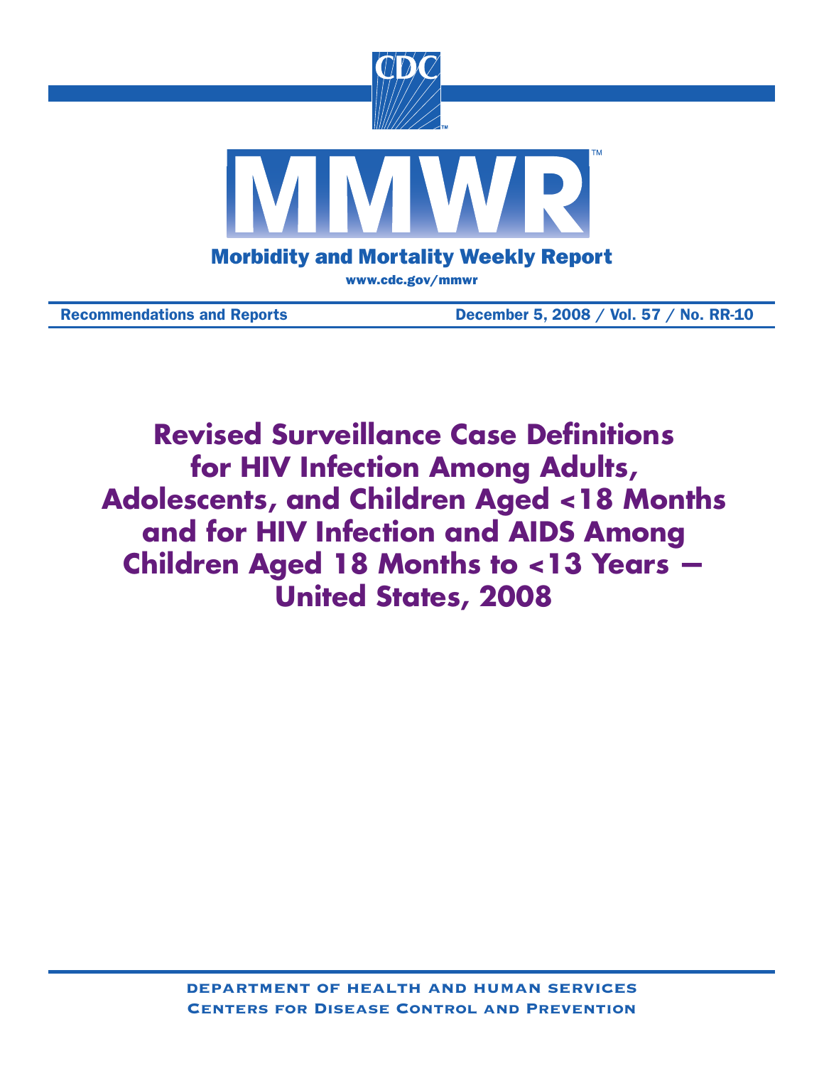CDC

# MMWR

Morbidity and Mortality Weekly Report

www.cdc.gov/mmwr

Recommendations and Reports — December 5, 2008 / Vol. 57 / No. RR-10

# Revised Surveillance Case Definitions for HIV Infection Among Adults, Adolescents, and Children Aged <18 Months and for HIV Infection and AIDS Among Children Aged 18 Months to <13 Years — United States, 2008

DEPARTMENT OF HEALTH AND HUMAN SERVICES

CENTERS FOR DISEASE CONTROL AND PREVENTION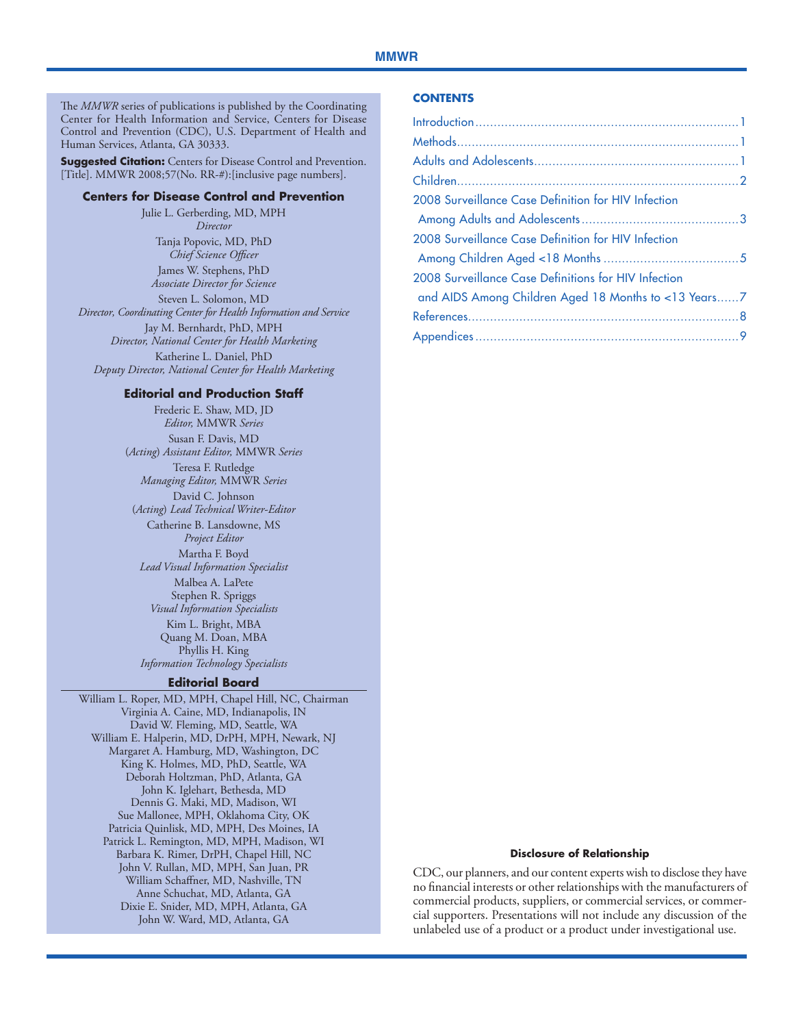The *MMWR* series of publications is published by the Coordinating Center for Health Information and Service, Centers for Disease Control and Prevention (CDC), U.S. Department of Health and Human Services, Atlanta, GA 30333.

**Suggested Citation:** Centers for Disease Control and Prevention. [Title]. MMWR 2008;57(No. RR-#):[inclusive page numbers].

### Centers for Disease Control and Prevention

Julie L. Gerberding, MD, MPH
*Director*

Tanja Popovic, MD, PhD
*Chief Science Officer*

James W. Stephens, PhD
*Associate Director for Science*

Steven L. Solomon, MD
*Director, Coordinating Center for Health Information and Service*

Jay M. Bernhardt, PhD, MPH
*Director, National Center for Health Marketing*

Katherine L. Daniel, PhD
*Deputy Director, National Center for Health Marketing*

### Editorial and Production Staff

Frederic E. Shaw, MD, JD
*Editor,* MMWR *Series*

Susan F. Davis, MD
(*Acting*) *Assistant Editor,* MMWR *Series*

Teresa F. Rutledge
*Managing Editor,* MMWR *Series*

David C. Johnson
(*Acting*) *Lead Technical Writer-Editor*

Catherine B. Lansdowne, MS
*Project Editor*

Martha F. Boyd
*Lead Visual Information Specialist*

Malbea A. LaPete
Stephen R. Spriggs
*Visual Information Specialists*

Kim L. Bright, MBA
Quang M. Doan, MBA
Phyllis H. King
*Information Technology Specialists*

### Editorial Board

William L. Roper, MD, MPH, Chapel Hill, NC, Chairman
Virginia A. Caine, MD, Indianapolis, IN
David W. Fleming, MD, Seattle, WA
William E. Halperin, MD, DrPH, MPH, Newark, NJ
Margaret A. Hamburg, MD, Washington, DC
King K. Holmes, MD, PhD, Seattle, WA
Deborah Holtzman, PhD, Atlanta, GA
John K. Iglehart, Bethesda, MD
Dennis G. Maki, MD, Madison, WI
Sue Mallonee, MPH, Oklahoma City, OK
Patricia Quinlisk, MD, MPH, Des Moines, IA
Patrick L. Remington, MD, MPH, Madison, WI
Barbara K. Rimer, DrPH, Chapel Hill, NC
John V. Rullan, MD, MPH, San Juan, PR
William Schaffner, MD, Nashville, TN
Anne Schuchat, MD, Atlanta, GA
Dixie E. Snider, MD, MPH, Atlanta, GA
John W. Ward, MD, Atlanta, GA

## CONTENTS

Introduction ... 1
Methods ... 1
Adults and Adolescents ... 1
Children ... 2
2008 Surveillance Case Definition for HIV Infection Among Adults and Adolescents ... 3
2008 Surveillance Case Definition for HIV Infection Among Children Aged <18 Months ... 5
2008 Surveillance Case Definitions for HIV Infection and AIDS Among Children Aged 18 Months to <13 Years ... 7
References ... 8
Appendices ... 9

**Disclosure of Relationship**

CDC, our planners, and our content experts wish to disclose they have no financial interests or other relationships with the manufacturers of commercial products, suppliers, or commercial services, or commercial supporters. Presentations will not include any discussion of the unlabeled use of a product or a product under investigational use.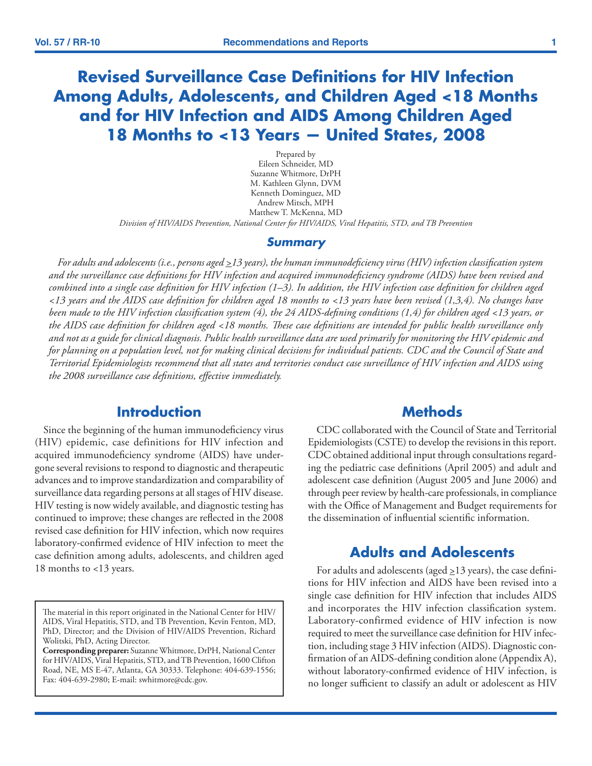# Revised Surveillance Case Definitions for HIV Infection Among Adults, Adolescents, and Children Aged <18 Months and for HIV Infection and AIDS Among Children Aged 18 Months to <13 Years — United States, 2008

Prepared by
Eileen Schneider, MD
Suzanne Whitmore, DrPH
M. Kathleen Glynn, DVM
Kenneth Dominguez, MD
Andrew Mitsch, MPH
Matthew T. McKenna, MD

*Division of HIV/AIDS Prevention, National Center for HIV/AIDS, Viral Hepatitis, STD, and TB Prevention*

## Summary

*For adults and adolescents (i.e., persons aged ≥13 years), the human immunodeficiency virus (HIV) infection classification system and the surveillance case definitions for HIV infection and acquired immunodeficiency syndrome (AIDS) have been revised and combined into a single case definition for HIV infection (1–3). In addition, the HIV infection case definition for children aged <13 years and the AIDS case definition for children aged 18 months to <13 years have been revised (1,3,4). No changes have been made to the HIV infection classification system (4), the 24 AIDS-defining conditions (1,4) for children aged <13 years, or the AIDS case definition for children aged <18 months. These case definitions are intended for public health surveillance only and not as a guide for clinical diagnosis. Public health surveillance data are used primarily for monitoring the HIV epidemic and for planning on a population level, not for making clinical decisions for individual patients. CDC and the Council of State and Territorial Epidemiologists recommend that all states and territories conduct case surveillance of HIV infection and AIDS using the 2008 surveillance case definitions, effective immediately.*

## Introduction

Since the beginning of the human immunodeficiency virus (HIV) epidemic, case definitions for HIV infection and acquired immunodeficiency syndrome (AIDS) have undergone several revisions to respond to diagnostic and therapeutic advances and to improve standardization and comparability of surveillance data regarding persons at all stages of HIV disease. HIV testing is now widely available, and diagnostic testing has continued to improve; these changes are reflected in the 2008 revised case definition for HIV infection, which now requires laboratory-confirmed evidence of HIV infection to meet the case definition among adults, adolescents, and children aged 18 months to <13 years.

The material in this report originated in the National Center for HIV/AIDS, Viral Hepatitis, STD, and TB Prevention, Kevin Fenton, MD, PhD, Director; and the Division of HIV/AIDS Prevention, Richard Wolitski, PhD, Acting Director.

**Corresponding preparer:** Suzanne Whitmore, DrPH, National Center for HIV/AIDS, Viral Hepatitis, STD, and TB Prevention, 1600 Clifton Road, NE, MS E-47, Atlanta, GA 30333. Telephone: 404-639-1556; Fax: 404-639-2980; E-mail: swhitmore@cdc.gov.

## Methods

CDC collaborated with the Council of State and Territorial Epidemiologists (CSTE) to develop the revisions in this report. CDC obtained additional input through consultations regarding the pediatric case definitions (April 2005) and adult and adolescent case definition (August 2005 and June 2006) and through peer review by health-care professionals, in compliance with the Office of Management and Budget requirements for the dissemination of influential scientific information.

## Adults and Adolescents

For adults and adolescents (aged ≥13 years), the case definitions for HIV infection and AIDS have been revised into a single case definition for HIV infection that includes AIDS and incorporates the HIV infection classification system. Laboratory-confirmed evidence of HIV infection is now required to meet the surveillance case definition for HIV infection, including stage 3 HIV infection (AIDS). Diagnostic confirmation of an AIDS-defining condition alone (Appendix A), without laboratory-confirmed evidence of HIV infection, is no longer sufficient to classify an adult or adolescent as HIV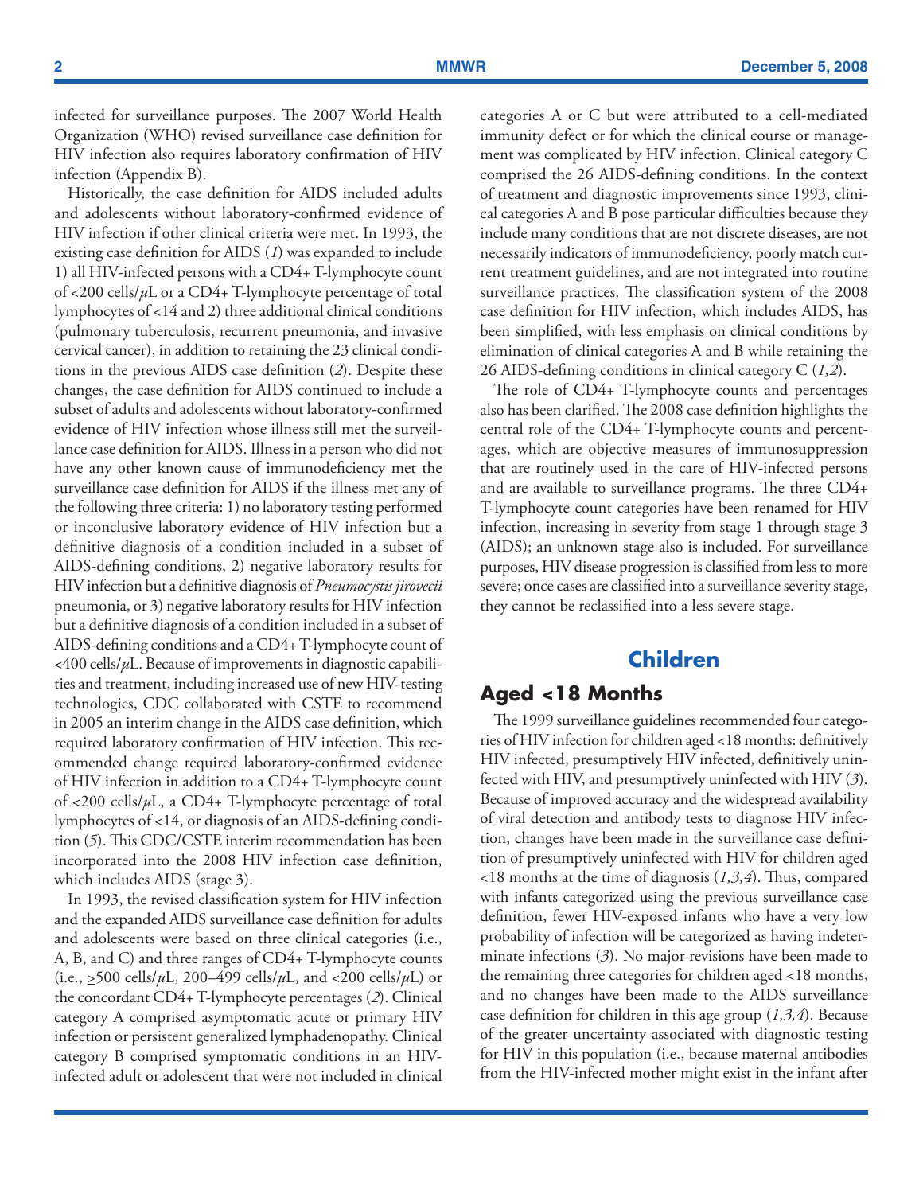infected for surveillance purposes. The 2007 World Health Organization (WHO) revised surveillance case definition for HIV infection also requires laboratory confirmation of HIV infection (Appendix B).

Historically, the case definition for AIDS included adults and adolescents without laboratory-confirmed evidence of HIV infection if other clinical criteria were met. In 1993, the existing case definition for AIDS (*1*) was expanded to include 1) all HIV-infected persons with a CD4+ T-lymphocyte count of <200 cells/$\mu$L or a CD4+ T-lymphocyte percentage of total lymphocytes of <14 and 2) three additional clinical conditions (pulmonary tuberculosis, recurrent pneumonia, and invasive cervical cancer), in addition to retaining the 23 clinical conditions in the previous AIDS case definition (*2*). Despite these changes, the case definition for AIDS continued to include a subset of adults and adolescents without laboratory-confirmed evidence of HIV infection whose illness still met the surveillance case definition for AIDS. Illness in a person who did not have any other known cause of immunodeficiency met the surveillance case definition for AIDS if the illness met any of the following three criteria: 1) no laboratory testing performed or inconclusive laboratory evidence of HIV infection but a definitive diagnosis of a condition included in a subset of AIDS-defining conditions, 2) negative laboratory results for HIV infection but a definitive diagnosis of *Pneumocystis jirovecii* pneumonia, or 3) negative laboratory results for HIV infection but a definitive diagnosis of a condition included in a subset of AIDS-defining conditions and a CD4+ T-lymphocyte count of <400 cells/$\mu$L. Because of improvements in diagnostic capabilities and treatment, including increased use of new HIV-testing technologies, CDC collaborated with CSTE to recommend in 2005 an interim change in the AIDS case definition, which required laboratory confirmation of HIV infection. This recommended change required laboratory-confirmed evidence of HIV infection in addition to a CD4+ T-lymphocyte count of <200 cells/$\mu$L, a CD4+ T-lymphocyte percentage of total lymphocytes of <14, or diagnosis of an AIDS-defining condition (*5*). This CDC/CSTE interim recommendation has been incorporated into the 2008 HIV infection case definition, which includes AIDS (stage 3).

In 1993, the revised classification system for HIV infection and the expanded AIDS surveillance case definition for adults and adolescents were based on three clinical categories (i.e., A, B, and C) and three ranges of CD4+ T-lymphocyte counts (i.e., ≥500 cells/$\mu$L, 200–499 cells/$\mu$L, and <200 cells/$\mu$L) or the concordant CD4+ T-lymphocyte percentages (*2*). Clinical category A comprised asymptomatic acute or primary HIV infection or persistent generalized lymphadenopathy. Clinical category B comprised symptomatic conditions in an HIV-infected adult or adolescent that were not included in clinical categories A or C but were attributed to a cell-mediated immunity defect or for which the clinical course or management was complicated by HIV infection. Clinical category C comprised the 26 AIDS-defining conditions. In the context of treatment and diagnostic improvements since 1993, clinical categories A and B pose particular difficulties because they include many conditions that are not discrete diseases, are not necessarily indicators of immunodeficiency, poorly match current treatment guidelines, and are not integrated into routine surveillance practices. The classification system of the 2008 case definition for HIV infection, which includes AIDS, has been simplified, with less emphasis on clinical conditions by elimination of clinical categories A and B while retaining the 26 AIDS-defining conditions in clinical category C (*1,2*).

The role of CD4+ T-lymphocyte counts and percentages also has been clarified. The 2008 case definition highlights the central role of the CD4+ T-lymphocyte counts and percentages, which are objective measures of immunosuppression that are routinely used in the care of HIV-infected persons and are available to surveillance programs. The three CD4+ T-lymphocyte count categories have been renamed for HIV infection, increasing in severity from stage 1 through stage 3 (AIDS); an unknown stage also is included. For surveillance purposes, HIV disease progression is classified from less to more severe; once cases are classified into a surveillance severity stage, they cannot be reclassified into a less severe stage.

## Children

### Aged <18 Months

The 1999 surveillance guidelines recommended four categories of HIV infection for children aged <18 months: definitively HIV infected, presumptively HIV infected, definitively uninfected with HIV, and presumptively uninfected with HIV (*3*). Because of improved accuracy and the widespread availability of viral detection and antibody tests to diagnose HIV infection, changes have been made in the surveillance case definition of presumptively uninfected with HIV for children aged <18 months at the time of diagnosis (*1,3,4*). Thus, compared with infants categorized using the previous surveillance case definition, fewer HIV-exposed infants who have a very low probability of infection will be categorized as having indeterminate infections (*3*). No major revisions have been made to the remaining three categories for children aged <18 months, and no changes have been made to the AIDS surveillance case definition for children in this age group (*1,3,4*). Because of the greater uncertainty associated with diagnostic testing for HIV in this population (i.e., because maternal antibodies from the HIV-infected mother might exist in the infant after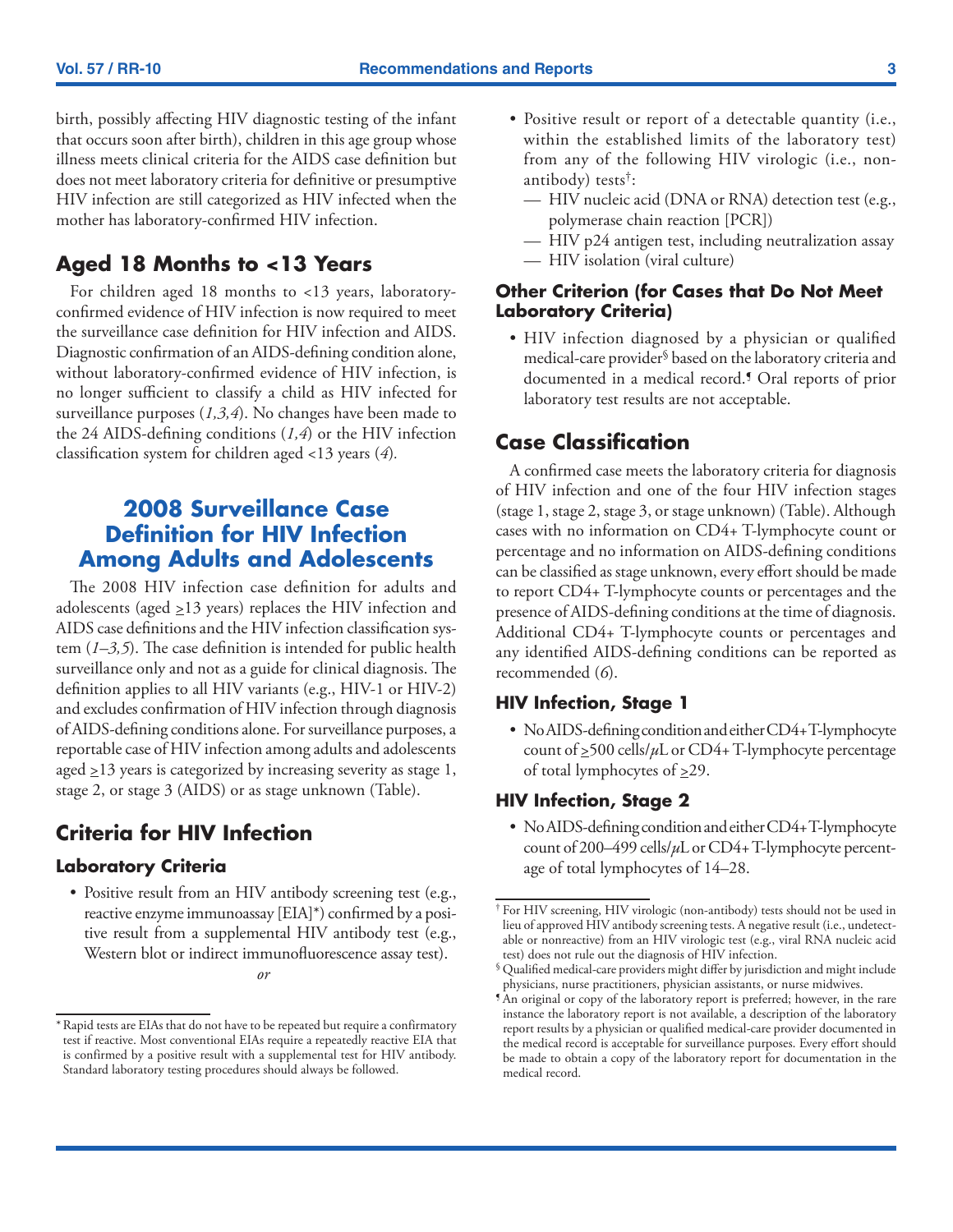birth, possibly affecting HIV diagnostic testing of the infant that occurs soon after birth), children in this age group whose illness meets clinical criteria for the AIDS case definition but does not meet laboratory criteria for definitive or presumptive HIV infection are still categorized as HIV infected when the mother has laboratory-confirmed HIV infection.

## Aged 18 Months to <13 Years

For children aged 18 months to <13 years, laboratory-confirmed evidence of HIV infection is now required to meet the surveillance case definition for HIV infection and AIDS. Diagnostic confirmation of an AIDS-defining condition alone, without laboratory-confirmed evidence of HIV infection, is no longer sufficient to classify a child as HIV infected for surveillance purposes (*1,3,4*). No changes have been made to the 24 AIDS-defining conditions (*1,4*) or the HIV infection classification system for children aged <13 years (*4*).

# 2008 Surveillance Case Definition for HIV Infection Among Adults and Adolescents

The 2008 HIV infection case definition for adults and adolescents (aged ≥13 years) replaces the HIV infection and AIDS case definitions and the HIV infection classification system (*1–3,5*). The case definition is intended for public health surveillance only and not as a guide for clinical diagnosis. The definition applies to all HIV variants (e.g., HIV-1 or HIV-2) and excludes confirmation of HIV infection through diagnosis of AIDS-defining conditions alone. For surveillance purposes, a reportable case of HIV infection among adults and adolescents aged ≥13 years is categorized by increasing severity as stage 1, stage 2, or stage 3 (AIDS) or as stage unknown (Table).

## Criteria for HIV Infection

### Laboratory Criteria

- Positive result from an HIV antibody screening test (e.g., reactive enzyme immunoassay [EIA]*) confirmed by a positive result from a supplemental HIV antibody test (e.g., Western blot or indirect immunofluorescence assay test).

*or*

- Positive result or report of a detectable quantity (i.e., within the established limits of the laboratory test) from any of the following HIV virologic (i.e., non-antibody) tests†:
  - — HIV nucleic acid (DNA or RNA) detection test (e.g., polymerase chain reaction [PCR])
  - — HIV p24 antigen test, including neutralization assay
  - — HIV isolation (viral culture)

### Other Criterion (for Cases that Do Not Meet Laboratory Criteria)

- HIV infection diagnosed by a physician or qualified medical-care provider§ based on the laboratory criteria and documented in a medical record.¶ Oral reports of prior laboratory test results are not acceptable.

## Case Classification

A confirmed case meets the laboratory criteria for diagnosis of HIV infection and one of the four HIV infection stages (stage 1, stage 2, stage 3, or stage unknown) (Table). Although cases with no information on CD4+ T-lymphocyte count or percentage and no information on AIDS-defining conditions can be classified as stage unknown, every effort should be made to report CD4+ T-lymphocyte counts or percentages and the presence of AIDS-defining conditions at the time of diagnosis. Additional CD4+ T-lymphocyte counts or percentages and any identified AIDS-defining conditions can be reported as recommended (*6*).

### HIV Infection, Stage 1

- No AIDS-defining condition and either CD4+ T-lymphocyte count of ≥500 cells/µL or CD4+ T-lymphocyte percentage of total lymphocytes of ≥29.

### HIV Infection, Stage 2

- No AIDS-defining condition and either CD4+ T-lymphocyte count of 200–499 cells/µL or CD4+ T-lymphocyte percentage of total lymphocytes of 14–28.

---

\* Rapid tests are EIAs that do not have to be repeated but require a confirmatory test if reactive. Most conventional EIAs require a repeatedly reactive EIA that is confirmed by a positive result with a supplemental test for HIV antibody. Standard laboratory testing procedures should always be followed.

† For HIV screening, HIV virologic (non-antibody) tests should not be used in lieu of approved HIV antibody screening tests. A negative result (i.e., undetectable or nonreactive) from an HIV virologic test (e.g., viral RNA nucleic acid test) does not rule out the diagnosis of HIV infection.

§ Qualified medical-care providers might differ by jurisdiction and might include physicians, nurse practitioners, physician assistants, or nurse midwives.

¶ An original or copy of the laboratory report is preferred; however, in the rare instance the laboratory report is not available, a description of the laboratory report results by a physician or qualified medical-care provider documented in the medical record is acceptable for surveillance purposes. Every effort should be made to obtain a copy of the laboratory report for documentation in the medical record.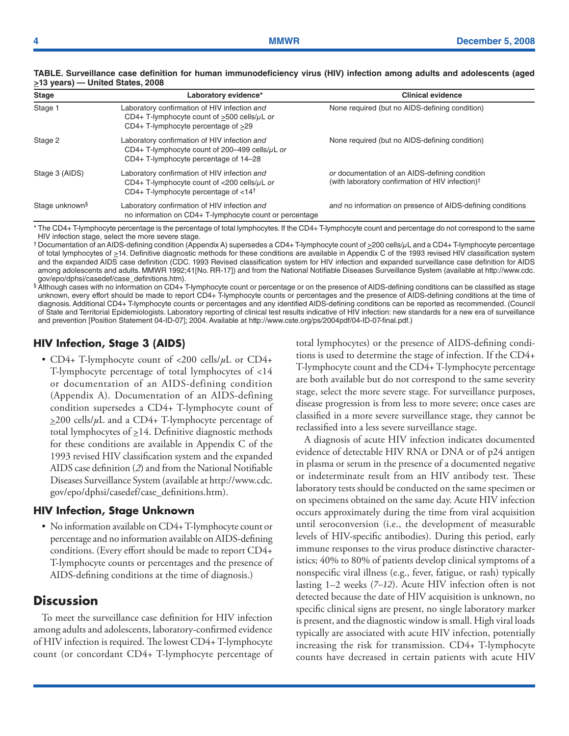**TABLE. Surveillance case definition for human immunodeficiency virus (HIV) infection among adults and adolescents (aged ≥13 years) — United States, 2008**

| Stage | Laboratory evidence* | Clinical evidence |
|---|---|---|
| Stage 1 | Laboratory confirmation of HIV infection *and* CD4+ T-lymphocyte count of ≥500 cells/µL *or* CD4+ T-lymphocyte percentage of ≥29 | None required (but no AIDS-defining condition) |
| Stage 2 | Laboratory confirmation of HIV infection *and* CD4+ T-lymphocyte count of 200–499 cells/µL *or* CD4+ T-lymphocyte percentage of 14–28 | None required (but no AIDS-defining condition) |
| Stage 3 (AIDS) | Laboratory confirmation of HIV infection *and* CD4+ T-lymphocyte count of <200 cells/µL *or* CD4+ T-lymphocyte percentage of <14[†] | *or* documentation of an AIDS-defining condition (with laboratory confirmation of HIV infection)[†] |
| Stage unknown[§] | Laboratory confirmation of HIV infection *and* no information on CD4+ T-lymphocyte count or percentage | *and* no information on presence of AIDS-defining conditions |

\* The CD4+ T-lymphocyte percentage is the percentage of total lymphocytes. If the CD4+ T-lymphocyte count and percentage do not correspond to the same HIV infection stage, select the more severe stage.

[†] Documentation of an AIDS-defining condition (Appendix A) supersedes a CD4+ T-lymphocyte count of ≥200 cells/µL and a CD4+ T-lymphocyte percentage of total lymphocytes of ≥14. Definitive diagnostic methods for these conditions are available in Appendix C of the 1993 revised HIV classification system and the expanded AIDS case definition (CDC. 1993 Revised classification system for HIV infection and expanded surveillance case definition for AIDS among adolescents and adults. MMWR 1992;41[No. RR-17]) and from the National Notifiable Diseases Surveillance System (available at http://www.cdc.gov/epo/dphsi/casedef/case_definitions.htm).

[§] Although cases with no information on CD4+ T-lymphocyte count or percentage or on the presence of AIDS-defining conditions can be classified as stage unknown, every effort should be made to report CD4+ T-lymphocyte counts or percentages and the presence of AIDS-defining conditions at the time of diagnosis. Additional CD4+ T-lymphocyte counts or percentages and any identified AIDS-defining conditions can be reported as recommended. (Council of State and Territorial Epidemiologists. Laboratory reporting of clinical test results indicative of HIV infection: new standards for a new era of surveillance and prevention [Position Statement 04-ID-07]; 2004. Available at http://www.cste.org/ps/2004pdf/04-ID-07-final.pdf.)

### HIV Infection, Stage 3 (AIDS)

- CD4+ T-lymphocyte count of <200 cells/µL or CD4+ T-lymphocyte percentage of total lymphocytes of <14 or documentation of an AIDS-defining condition (Appendix A). Documentation of an AIDS-defining condition supersedes a CD4+ T-lymphocyte count of ≥200 cells/µL and a CD4+ T-lymphocyte percentage of total lymphocytes of ≥14. Definitive diagnostic methods for these conditions are available in Appendix C of the 1993 revised HIV classification system and the expanded AIDS case definition (*2*) and from the National Notifiable Diseases Surveillance System (available at http://www.cdc.gov/epo/dphsi/casedef/case_definitions.htm).

### HIV Infection, Stage Unknown

- No information available on CD4+ T-lymphocyte count or percentage and no information available on AIDS-defining conditions. (Every effort should be made to report CD4+ T-lymphocyte counts or percentages and the presence of AIDS-defining conditions at the time of diagnosis.)

## Discussion

To meet the surveillance case definition for HIV infection among adults and adolescents, laboratory-confirmed evidence of HIV infection is required. The lowest CD4+ T-lymphocyte count (or concordant CD4+ T-lymphocyte percentage of total lymphocytes) or the presence of AIDS-defining conditions is used to determine the stage of infection. If the CD4+ T-lymphocyte count and the CD4+ T-lymphocyte percentage are both available but do not correspond to the same severity stage, select the more severe stage. For surveillance purposes, disease progression is from less to more severe; once cases are classified in a more severe surveillance stage, they cannot be reclassified into a less severe surveillance stage.

A diagnosis of acute HIV infection indicates documented evidence of detectable HIV RNA or DNA or of p24 antigen in plasma or serum in the presence of a documented negative or indeterminate result from an HIV antibody test. These laboratory tests should be conducted on the same specimen or on specimens obtained on the same day. Acute HIV infection occurs approximately during the time from viral acquisition until seroconversion (i.e., the development of measurable levels of HIV-specific antibodies). During this period, early immune responses to the virus produce distinctive characteristics; 40% to 80% of patients develop clinical symptoms of a nonspecific viral illness (e.g., fever, fatigue, or rash) typically lasting 1–2 weeks (*7–12*). Acute HIV infection often is not detected because the date of HIV acquisition is unknown, no specific clinical signs are present, no single laboratory marker is present, and the diagnostic window is small. High viral loads typically are associated with acute HIV infection, potentially increasing the risk for transmission. CD4+ T-lymphocyte counts have decreased in certain patients with acute HIV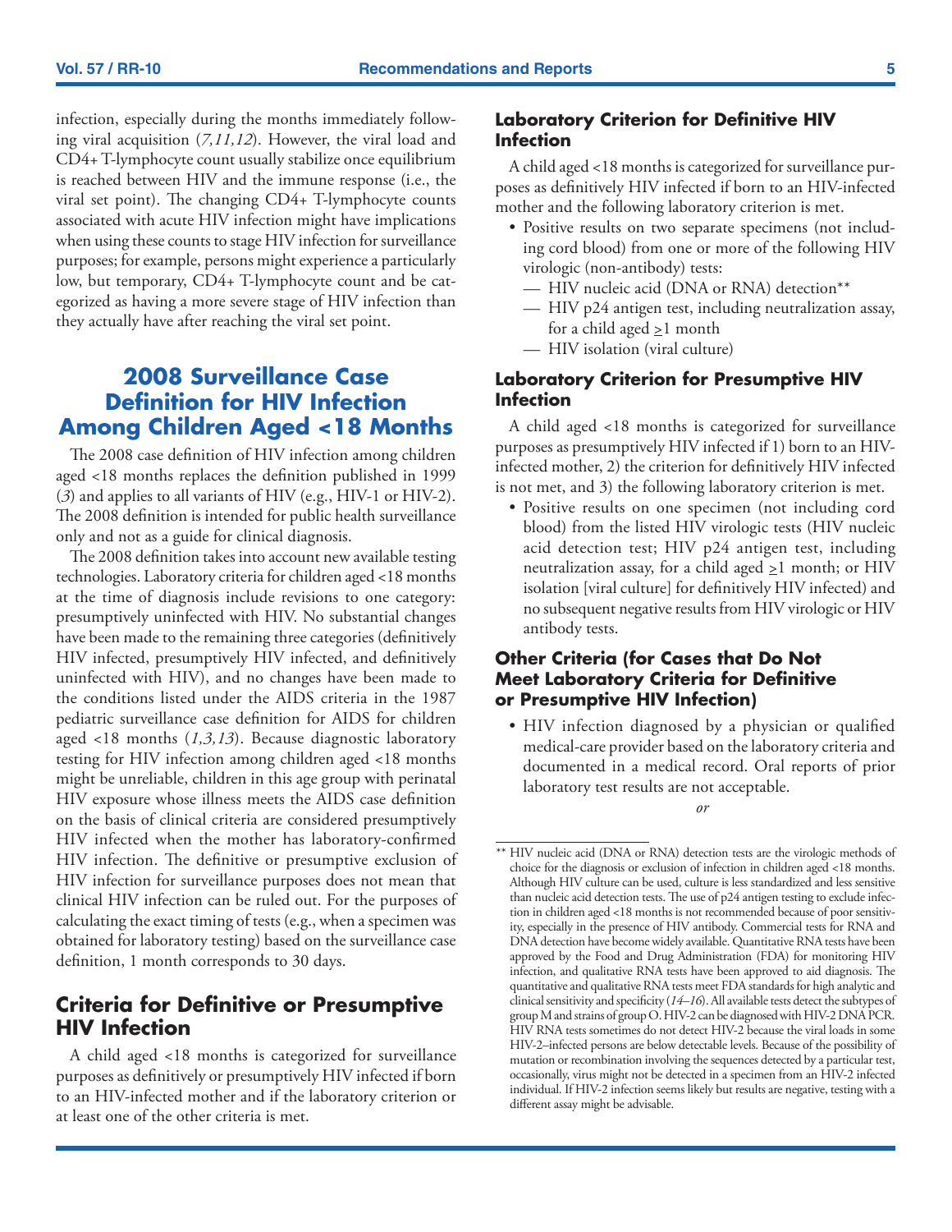infection, especially during the months immediately following viral acquisition (*7,11,12*). However, the viral load and CD4+ T-lymphocyte count usually stabilize once equilibrium is reached between HIV and the immune response (i.e., the viral set point). The changing CD4+ T-lymphocyte counts associated with acute HIV infection might have implications when using these counts to stage HIV infection for surveillance purposes; for example, persons might experience a particularly low, but temporary, CD4+ T-lymphocyte count and be categorized as having a more severe stage of HIV infection than they actually have after reaching the viral set point.

# 2008 Surveillance Case Definition for HIV Infection Among Children Aged <18 Months

The 2008 case definition of HIV infection among children aged <18 months replaces the definition published in 1999 (*3*) and applies to all variants of HIV (e.g., HIV-1 or HIV-2). The 2008 definition is intended for public health surveillance only and not as a guide for clinical diagnosis.

The 2008 definition takes into account new available testing technologies. Laboratory criteria for children aged <18 months at the time of diagnosis include revisions to one category: presumptively uninfected with HIV. No substantial changes have been made to the remaining three categories (definitively HIV infected, presumptively HIV infected, and definitively uninfected with HIV), and no changes have been made to the conditions listed under the AIDS criteria in the 1987 pediatric surveillance case definition for AIDS for children aged <18 months (*1,3,13*). Because diagnostic laboratory testing for HIV infection among children aged <18 months might be unreliable, children in this age group with perinatal HIV exposure whose illness meets the AIDS case definition on the basis of clinical criteria are considered presumptively HIV infected when the mother has laboratory-confirmed HIV infection. The definitive or presumptive exclusion of HIV infection for surveillance purposes does not mean that clinical HIV infection can be ruled out. For the purposes of calculating the exact timing of tests (e.g., when a specimen was obtained for laboratory testing) based on the surveillance case definition, 1 month corresponds to 30 days.

## Criteria for Definitive or Presumptive HIV Infection

A child aged <18 months is categorized for surveillance purposes as definitively or presumptively HIV infected if born to an HIV-infected mother and if the laboratory criterion or at least one of the other criteria is met.

### Laboratory Criterion for Definitive HIV Infection

A child aged <18 months is categorized for surveillance purposes as definitively HIV infected if born to an HIV-infected mother and the following laboratory criterion is met.

- Positive results on two separate specimens (not including cord blood) from one or more of the following HIV virologic (non-antibody) tests:
  - — HIV nucleic acid (DNA or RNA) detection**
  - — HIV p24 antigen test, including neutralization assay, for a child aged ≥1 month
  - — HIV isolation (viral culture)

### Laboratory Criterion for Presumptive HIV Infection

A child aged <18 months is categorized for surveillance purposes as presumptively HIV infected if 1) born to an HIV-infected mother, 2) the criterion for definitively HIV infected is not met, and 3) the following laboratory criterion is met.

- Positive results on one specimen (not including cord blood) from the listed HIV virologic tests (HIV nucleic acid detection test; HIV p24 antigen test, including neutralization assay, for a child aged ≥1 month; or HIV isolation [viral culture] for definitively HIV infected) and no subsequent negative results from HIV virologic or HIV antibody tests.

### Other Criteria (for Cases that Do Not Meet Laboratory Criteria for Definitive or Presumptive HIV Infection)

- HIV infection diagnosed by a physician or qualified medical-care provider based on the laboratory criteria and documented in a medical record. Oral reports of prior laboratory test results are not acceptable.

*or*

---

** HIV nucleic acid (DNA or RNA) detection tests are the virologic methods of choice for the diagnosis or exclusion of infection in children aged <18 months. Although HIV culture can be used, culture is less standardized and less sensitive than nucleic acid detection tests. The use of p24 antigen testing to exclude infection in children aged <18 months is not recommended because of poor sensitivity, especially in the presence of HIV antibody. Commercial tests for RNA and DNA detection have become widely available. Quantitative RNA tests have been approved by the Food and Drug Administration (FDA) for monitoring HIV infection, and qualitative RNA tests have been approved to aid diagnosis. The quantitative and qualitative RNA tests meet FDA standards for high analytic and clinical sensitivity and specificity (*14–16*). All available tests detect the subtypes of group M and strains of group O. HIV-2 can be diagnosed with HIV-2 DNA PCR. HIV RNA tests sometimes do not detect HIV-2 because the viral loads in some HIV-2–infected persons are below detectable levels. Because of the possibility of mutation or recombination involving the sequences detected by a particular test, occasionally, virus might not be detected in a specimen from an HIV-2 infected individual. If HIV-2 infection seems likely but results are negative, testing with a different assay might be advisable.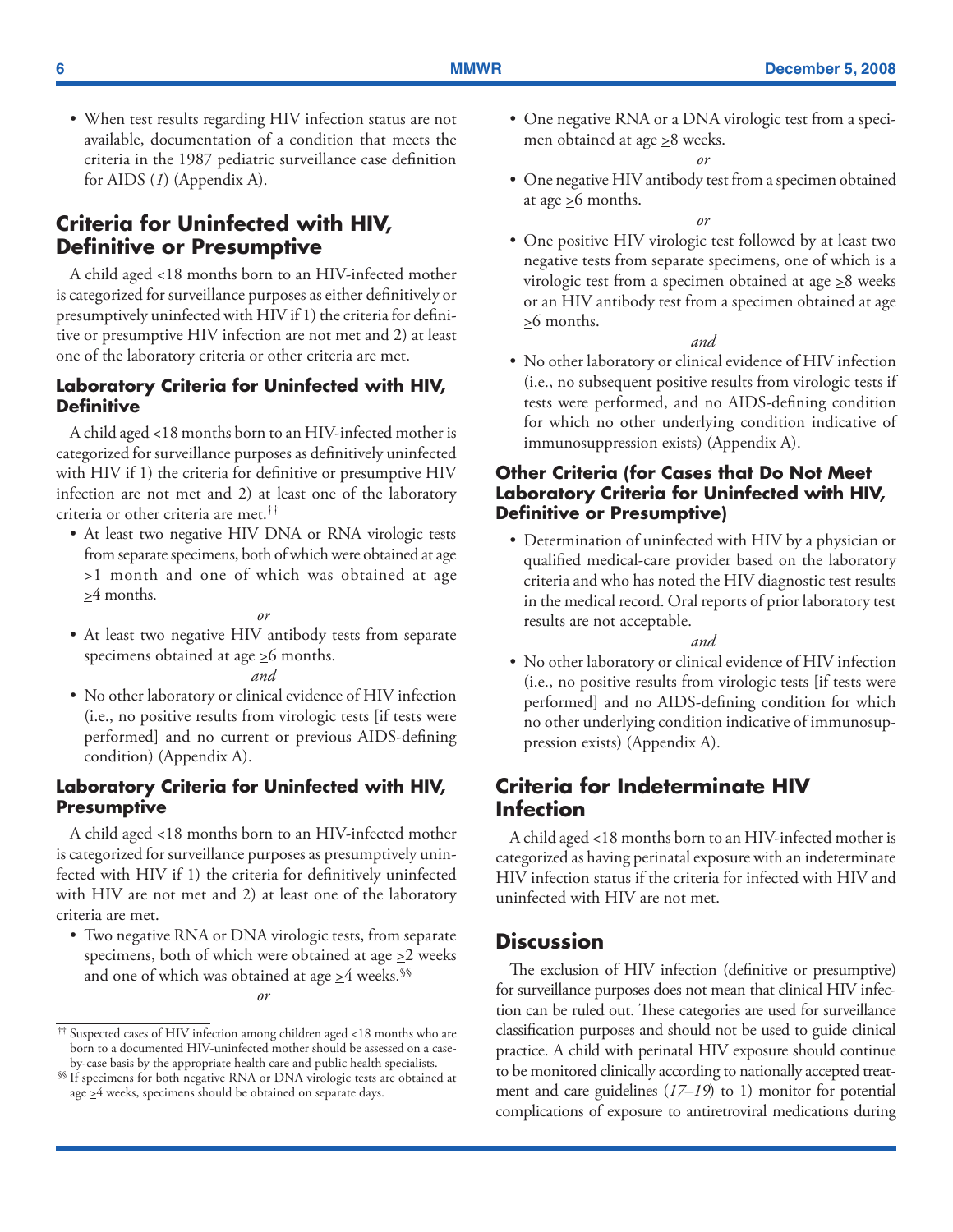- When test results regarding HIV infection status are not available, documentation of a condition that meets the criteria in the 1987 pediatric surveillance case definition for AIDS (*1*) (Appendix A).

## Criteria for Uninfected with HIV, Definitive or Presumptive

A child aged <18 months born to an HIV-infected mother is categorized for surveillance purposes as either definitively or presumptively uninfected with HIV if 1) the criteria for definitive or presumptive HIV infection are not met and 2) at least one of the laboratory criteria or other criteria are met.

### Laboratory Criteria for Uninfected with HIV, Definitive

A child aged <18 months born to an HIV-infected mother is categorized for surveillance purposes as definitively uninfected with HIV if 1) the criteria for definitive or presumptive HIV infection are not met and 2) at least one of the laboratory criteria or other criteria are met.[††]

- At least two negative HIV DNA or RNA virologic tests from separate specimens, both of which were obtained at age ≥1 month and one of which was obtained at age ≥4 months.

*or*

- At least two negative HIV antibody tests from separate specimens obtained at age ≥6 months.

*and*

- No other laboratory or clinical evidence of HIV infection (i.e., no positive results from virologic tests [if tests were performed] and no current or previous AIDS-defining condition) (Appendix A).

### Laboratory Criteria for Uninfected with HIV, Presumptive

A child aged <18 months born to an HIV-infected mother is categorized for surveillance purposes as presumptively uninfected with HIV if 1) the criteria for definitively uninfected with HIV are not met and 2) at least one of the laboratory criteria are met.

- Two negative RNA or DNA virologic tests, from separate specimens, both of which were obtained at age ≥2 weeks and one of which was obtained at age ≥4 weeks.[§§]

*or*

- One negative RNA or a DNA virologic test from a specimen obtained at age ≥8 weeks.

*or*

- One negative HIV antibody test from a specimen obtained at age ≥6 months.

*or*

- One positive HIV virologic test followed by at least two negative tests from separate specimens, one of which is a virologic test from a specimen obtained at age ≥8 weeks or an HIV antibody test from a specimen obtained at age ≥6 months.

*and*

- No other laboratory or clinical evidence of HIV infection (i.e., no subsequent positive results from virologic tests if tests were performed, and no AIDS-defining condition for which no other underlying condition indicative of immunosuppression exists) (Appendix A).

### Other Criteria (for Cases that Do Not Meet Laboratory Criteria for Uninfected with HIV, Definitive or Presumptive)

- Determination of uninfected with HIV by a physician or qualified medical-care provider based on the laboratory criteria and who has noted the HIV diagnostic test results in the medical record. Oral reports of prior laboratory test results are not acceptable.

*and*

- No other laboratory or clinical evidence of HIV infection (i.e., no positive results from virologic tests [if tests were performed] and no AIDS-defining condition for which no other underlying condition indicative of immunosuppression exists) (Appendix A).

## Criteria for Indeterminate HIV Infection

A child aged <18 months born to an HIV-infected mother is categorized as having perinatal exposure with an indeterminate HIV infection status if the criteria for infected with HIV and uninfected with HIV are not met.

## Discussion

The exclusion of HIV infection (definitive or presumptive) for surveillance purposes does not mean that clinical HIV infection can be ruled out. These categories are used for surveillance classification purposes and should not be used to guide clinical practice. A child with perinatal HIV exposure should continue to be monitored clinically according to nationally accepted treatment and care guidelines (*17–19*) to 1) monitor for potential complications of exposure to antiretroviral medications during

---

[††] Suspected cases of HIV infection among children aged <18 months who are born to a documented HIV-uninfected mother should be assessed on a case-by-case basis by the appropriate health care and public health specialists.

[§§] If specimens for both negative RNA or DNA virologic tests are obtained at age ≥4 weeks, specimens should be obtained on separate days.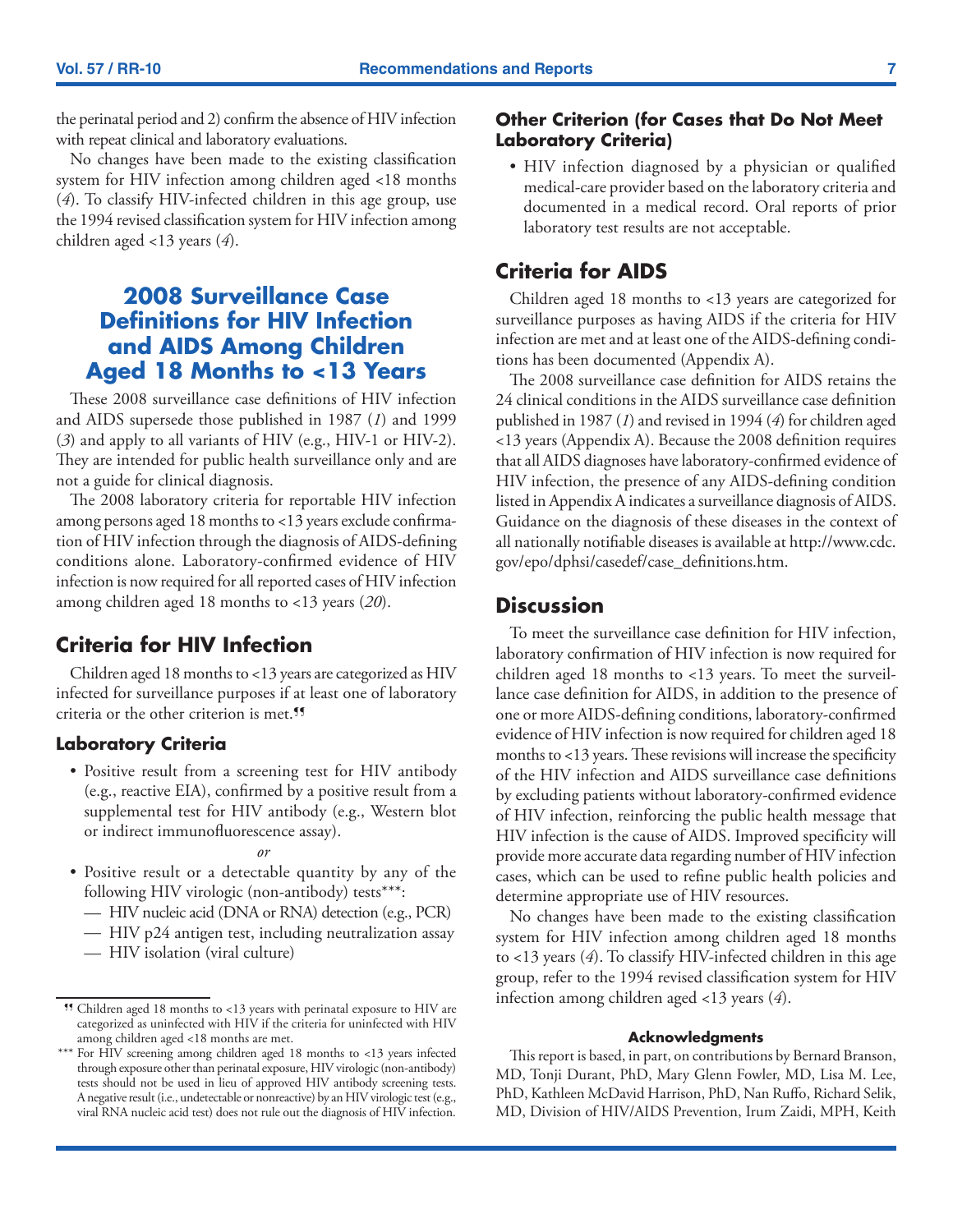the perinatal period and 2) confirm the absence of HIV infection with repeat clinical and laboratory evaluations.

No changes have been made to the existing classification system for HIV infection among children aged <18 months (*4*). To classify HIV-infected children in this age group, use the 1994 revised classification system for HIV infection among children aged <13 years (*4*).

## 2008 Surveillance Case Definitions for HIV Infection and AIDS Among Children Aged 18 Months to <13 Years

These 2008 surveillance case definitions of HIV infection and AIDS supersede those published in 1987 (*1*) and 1999 (*3*) and apply to all variants of HIV (e.g., HIV-1 or HIV-2). They are intended for public health surveillance only and are not a guide for clinical diagnosis.

The 2008 laboratory criteria for reportable HIV infection among persons aged 18 months to <13 years exclude confirmation of HIV infection through the diagnosis of AIDS-defining conditions alone. Laboratory-confirmed evidence of HIV infection is now required for all reported cases of HIV infection among children aged 18 months to <13 years (*20*).

### Criteria for HIV Infection

Children aged 18 months to <13 years are categorized as HIV infected for surveillance purposes if at least one of laboratory criteria or the other criterion is met.¶¶

#### Laboratory Criteria

- Positive result from a screening test for HIV antibody (e.g., reactive EIA), confirmed by a positive result from a supplemental test for HIV antibody (e.g., Western blot or indirect immunofluorescence assay).

*or*

- Positive result or a detectable quantity by any of the following HIV virologic (non-antibody) tests***:
  - HIV nucleic acid (DNA or RNA) detection (e.g., PCR)
  - HIV p24 antigen test, including neutralization assay
  - HIV isolation (viral culture)

#### Other Criterion (for Cases that Do Not Meet Laboratory Criteria)

- HIV infection diagnosed by a physician or qualified medical-care provider based on the laboratory criteria and documented in a medical record. Oral reports of prior laboratory test results are not acceptable.

### Criteria for AIDS

Children aged 18 months to <13 years are categorized for surveillance purposes as having AIDS if the criteria for HIV infection are met and at least one of the AIDS-defining conditions has been documented (Appendix A).

The 2008 surveillance case definition for AIDS retains the 24 clinical conditions in the AIDS surveillance case definition published in 1987 (*1*) and revised in 1994 (*4*) for children aged <13 years (Appendix A). Because the 2008 definition requires that all AIDS diagnoses have laboratory-confirmed evidence of HIV infection, the presence of any AIDS-defining condition listed in Appendix A indicates a surveillance diagnosis of AIDS. Guidance on the diagnosis of these diseases in the context of all nationally notifiable diseases is available at http://www.cdc.gov/epo/dphsi/casedef/case_definitions.htm.

### Discussion

To meet the surveillance case definition for HIV infection, laboratory confirmation of HIV infection is now required for children aged 18 months to <13 years. To meet the surveillance case definition for AIDS, in addition to the presence of one or more AIDS-defining conditions, laboratory-confirmed evidence of HIV infection is now required for children aged 18 months to <13 years. These revisions will increase the specificity of the HIV infection and AIDS surveillance case definitions by excluding patients without laboratory-confirmed evidence of HIV infection, reinforcing the public health message that HIV infection is the cause of AIDS. Improved specificity will provide more accurate data regarding number of HIV infection cases, which can be used to refine public health policies and determine appropriate use of HIV resources.

No changes have been made to the existing classification system for HIV infection among children aged 18 months to <13 years (*4*). To classify HIV-infected children in this age group, refer to the 1994 revised classification system for HIV infection among children aged <13 years (*4*).

#### Acknowledgments

This report is based, in part, on contributions by Bernard Branson, MD, Tonji Durant, PhD, Mary Glenn Fowler, MD, Lisa M. Lee, PhD, Kathleen McDavid Harrison, PhD, Nan Ruffo, Richard Selik, MD, Division of HIV/AIDS Prevention, Irum Zaidi, MPH, Keith

---

¶¶ Children aged 18 months to <13 years with perinatal exposure to HIV are categorized as uninfected with HIV if the criteria for uninfected with HIV among children aged <18 months are met.

*** For HIV screening among children aged 18 months to <13 years infected through exposure other than perinatal exposure, HIV virologic (non-antibody) tests should not be used in lieu of approved HIV antibody screening tests. A negative result (i.e., undetectable or nonreactive) by an HIV virologic test (e.g., viral RNA nucleic acid test) does not rule out the diagnosis of HIV infection.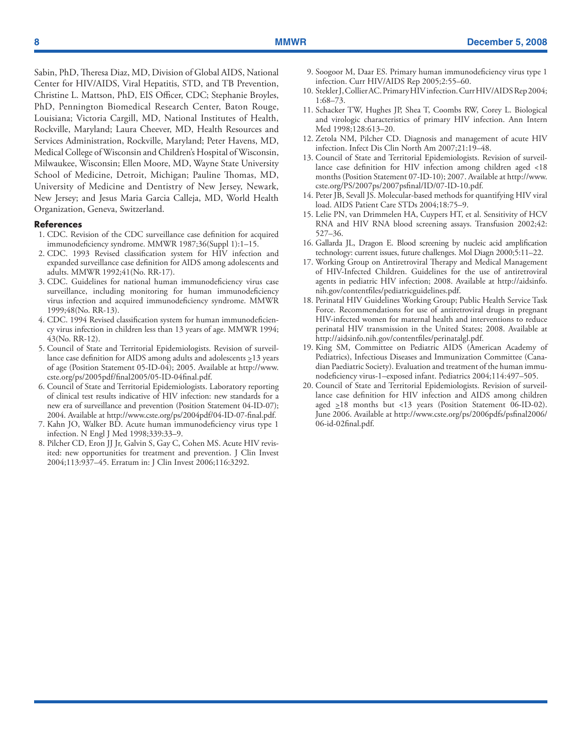Sabin, PhD, Theresa Diaz, MD, Division of Global AIDS, National Center for HIV/AIDS, Viral Hepatitis, STD, and TB Prevention, Christine L. Mattson, PhD, EIS Officer, CDC; Stephanie Broyles, PhD, Pennington Biomedical Research Center, Baton Rouge, Louisiana; Victoria Cargill, MD, National Institutes of Health, Rockville, Maryland; Laura Cheever, MD, Health Resources and Services Administration, Rockville, Maryland; Peter Havens, MD, Medical College of Wisconsin and Children's Hospital of Wisconsin, Milwaukee, Wisconsin; Ellen Moore, MD, Wayne State University School of Medicine, Detroit, Michigan; Pauline Thomas, MD, University of Medicine and Dentistry of New Jersey, Newark, New Jersey; and Jesus Maria Garcia Calleja, MD, World Health Organization, Geneva, Switzerland.

## References

1. CDC. Revision of the CDC surveillance case definition for acquired immunodeficiency syndrome. MMWR 1987;36(Suppl 1):1–15.
2. CDC. 1993 Revised classification system for HIV infection and expanded surveillance case definition for AIDS among adolescents and adults. MMWR 1992;41(No. RR-17).
3. CDC. Guidelines for national human immunodeficiency virus case surveillance, including monitoring for human immunodeficiency virus infection and acquired immunodeficiency syndrome. MMWR 1999;48(No. RR-13).
4. CDC. 1994 Revised classification system for human immunodeficiency virus infection in children less than 13 years of age. MMWR 1994; 43(No. RR-12).
5. Council of State and Territorial Epidemiologists. Revision of surveillance case definition for AIDS among adults and adolescents ≥13 years of age (Position Statement 05-ID-04); 2005. Available at http://www.cste.org/ps/2005pdf/final2005/05-ID-04final.pdf.
6. Council of State and Territorial Epidemiologists. Laboratory reporting of clinical test results indicative of HIV infection: new standards for a new era of surveillance and prevention (Position Statement 04-ID-07); 2004. Available at http://www.cste.org/ps/2004pdf/04-ID-07-final.pdf.
7. Kahn JO, Walker BD. Acute human immunodeficiency virus type 1 infection. N Engl J Med 1998;339:33–9.
8. Pilcher CD, Eron JJ Jr, Galvin S, Gay C, Cohen MS. Acute HIV revisited: new opportunities for treatment and prevention. J Clin Invest 2004;113:937–45. Erratum in: J Clin Invest 2006;116:3292.
9. Soogoor M, Daar ES. Primary human immunodeficiency virus type 1 infection. Curr HIV/AIDS Rep 2005;2:55–60.
10. Stekler J, Collier AC. Primary HIV infection. Curr HIV/AIDS Rep 2004; 1:68–73.
11. Schacker TW, Hughes JP, Shea T, Coombs RW, Corey L. Biological and virologic characteristics of primary HIV infection. Ann Intern Med 1998;128:613–20.
12. Zetola NM, Pilcher CD. Diagnosis and management of acute HIV infection. Infect Dis Clin North Am 2007;21:19–48.
13. Council of State and Territorial Epidemiologists. Revision of surveillance case definition for HIV infection among children aged <18 months (Position Statement 07-ID-10); 2007. Available at http://www.cste.org/PS/2007ps/2007psfinal/ID/07-ID-10.pdf.
14. Peter JB, Sevall JS. Molecular-based methods for quantifying HIV viral load. AIDS Patient Care STDs 2004;18:75–9.
15. Lelie PN, van Drimmelen HA, Cuypers HT, et al. Sensitivity of HCV RNA and HIV RNA blood screening assays. Transfusion 2002;42: 527–36.
16. Gallarda JL, Dragon E. Blood screening by nucleic acid amplification technology: current issues, future challenges. Mol Diagn 2000;5:11–22.
17. Working Group on Antiretroviral Therapy and Medical Management of HIV-Infected Children. Guidelines for the use of antiretroviral agents in pediatric HIV infection; 2008. Available at http://aidsinfo.nih.gov/contentfiles/pediatricguidelines.pdf.
18. Perinatal HIV Guidelines Working Group; Public Health Service Task Force. Recommendations for use of antiretroviral drugs in pregnant HIV-infected women for maternal health and interventions to reduce perinatal HIV transmission in the United States; 2008. Available at http://aidsinfo.nih.gov/contentfiles/perinatalgl.pdf.
19. King SM, Committee on Pediatric AIDS (American Academy of Pediatrics), Infectious Diseases and Immunization Committee (Canadian Paediatric Society). Evaluation and treatment of the human immunodeficiency virus-1–exposed infant. Pediatrics 2004;114:497–505.
20. Council of State and Territorial Epidemiologists. Revision of surveillance case definition for HIV infection and AIDS among children aged ≥18 months but <13 years (Position Statement 06-ID-02). June 2006. Available at http://www.cste.org/ps/2006pdfs/psfinal2006/06-id-02final.pdf.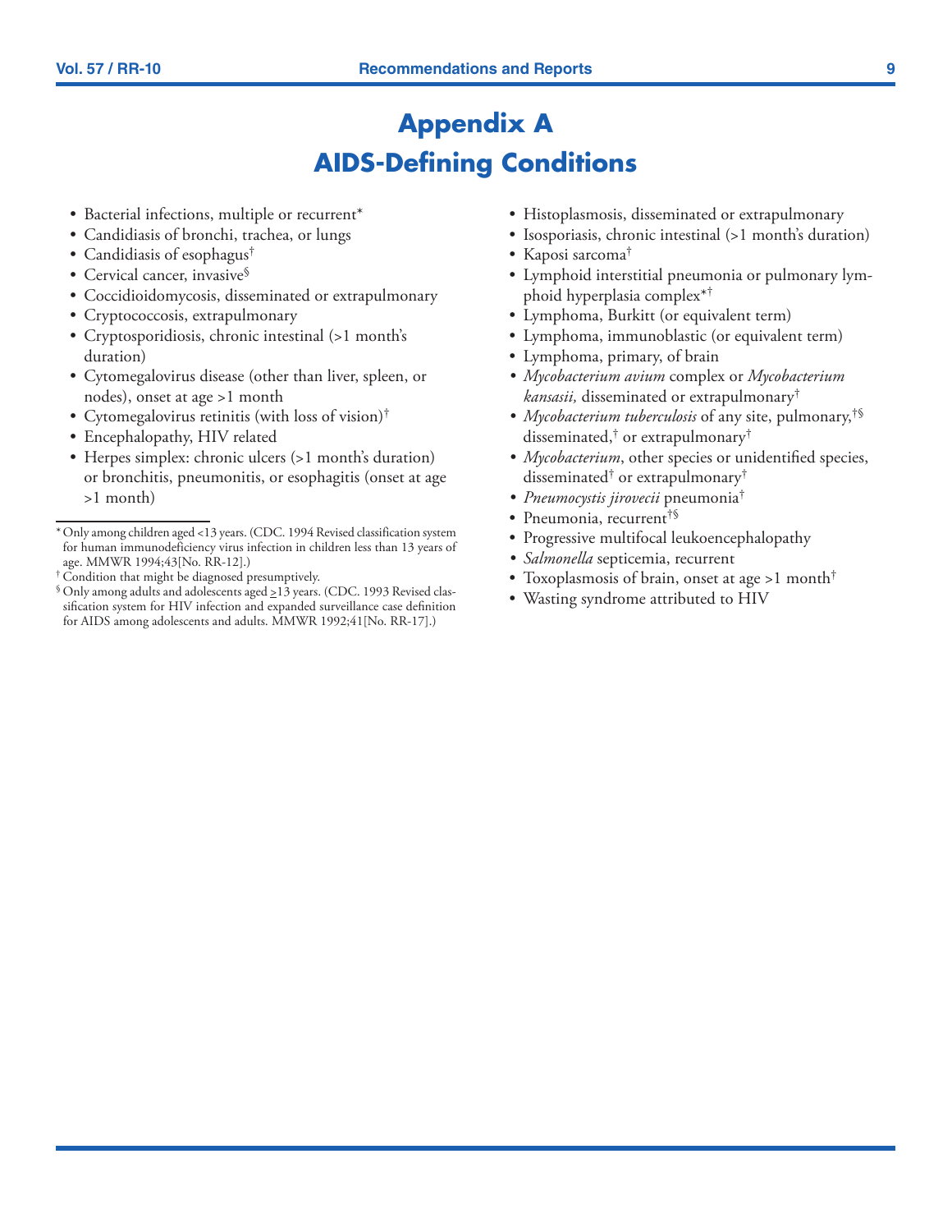# Appendix A

# AIDS-Defining Conditions

- Bacterial infections, multiple or recurrent*
- Candidiasis of bronchi, trachea, or lungs
- Candidiasis of esophagus†
- Cervical cancer, invasive§
- Coccidioidomycosis, disseminated or extrapulmonary
- Cryptococcosis, extrapulmonary
- Cryptosporidiosis, chronic intestinal (>1 month's duration)
- Cytomegalovirus disease (other than liver, spleen, or nodes), onset at age >1 month
- Cytomegalovirus retinitis (with loss of vision)†
- Encephalopathy, HIV related
- Herpes simplex: chronic ulcers (>1 month's duration) or bronchitis, pneumonitis, or esophagitis (onset at age >1 month)
- Histoplasmosis, disseminated or extrapulmonary
- Isosporiasis, chronic intestinal (>1 month's duration)
- Kaposi sarcoma†
- Lymphoid interstitial pneumonia or pulmonary lymphoid hyperplasia complex*†
- Lymphoma, Burkitt (or equivalent term)
- Lymphoma, immunoblastic (or equivalent term)
- Lymphoma, primary, of brain
- *Mycobacterium avium* complex or *Mycobacterium kansasii,* disseminated or extrapulmonary†
- *Mycobacterium tuberculosis* of any site, pulmonary,†§ disseminated,† or extrapulmonary†
- *Mycobacterium*, other species or unidentified species, disseminated† or extrapulmonary†
- *Pneumocystis jirovecii* pneumonia†
- Pneumonia, recurrent†§
- Progressive multifocal leukoencephalopathy
- *Salmonella* septicemia, recurrent
- Toxoplasmosis of brain, onset at age >1 month†
- Wasting syndrome attributed to HIV

---

\* Only among children aged <13 years. (CDC. 1994 Revised classification system for human immunodeficiency virus infection in children less than 13 years of age. MMWR 1994;43[No. RR-12].)

† Condition that might be diagnosed presumptively.

§ Only among adults and adolescents aged ≥13 years. (CDC. 1993 Revised classification system for HIV infection and expanded surveillance case definition for AIDS among adolescents and adults. MMWR 1992;41[No. RR-17].)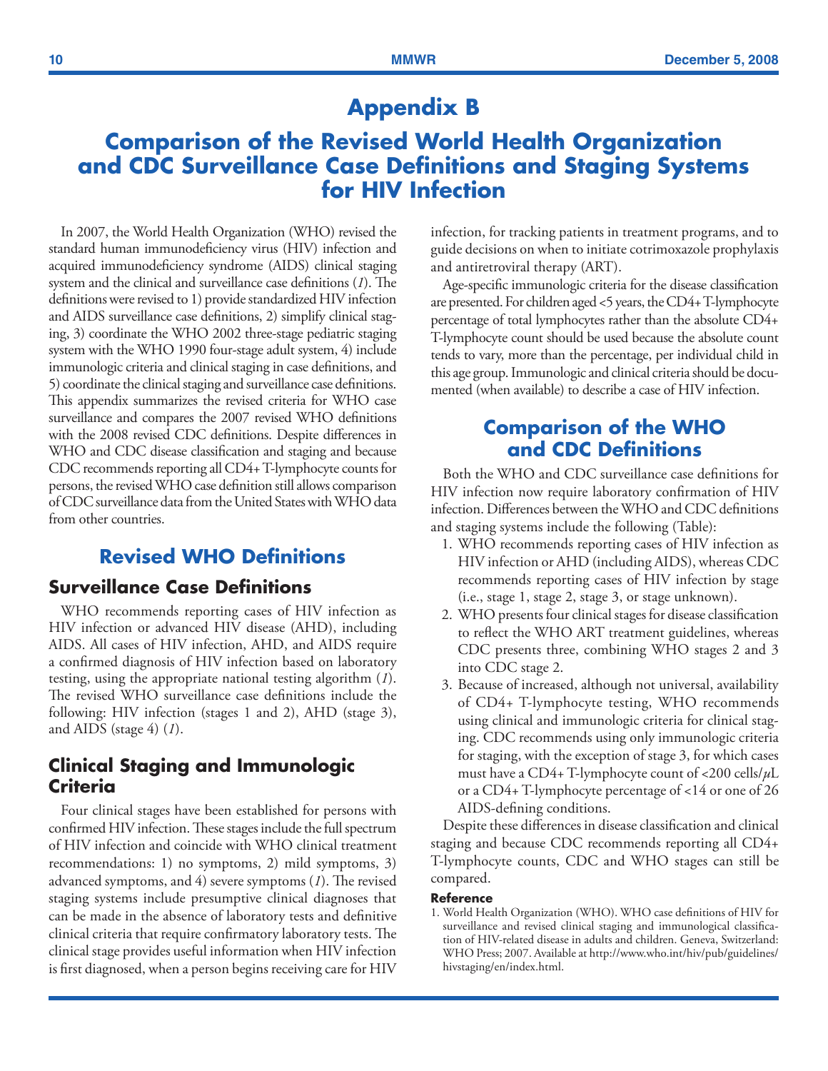# Appendix B

# Comparison of the Revised World Health Organization and CDC Surveillance Case Definitions and Staging Systems for HIV Infection

In 2007, the World Health Organization (WHO) revised the standard human immunodeficiency virus (HIV) infection and acquired immunodeficiency syndrome (AIDS) clinical staging system and the clinical and surveillance case definitions (*1*). The definitions were revised to 1) provide standardized HIV infection and AIDS surveillance case definitions, 2) simplify clinical staging, 3) coordinate the WHO 2002 three-stage pediatric staging system with the WHO 1990 four-stage adult system, 4) include immunologic criteria and clinical staging in case definitions, and 5) coordinate the clinical staging and surveillance case definitions. This appendix summarizes the revised criteria for WHO case surveillance and compares the 2007 revised WHO definitions with the 2008 revised CDC definitions. Despite differences in WHO and CDC disease classification and staging and because CDC recommends reporting all CD4+ T-lymphocyte counts for persons, the revised WHO case definition still allows comparison of CDC surveillance data from the United States with WHO data from other countries.

## Revised WHO Definitions

### Surveillance Case Definitions

WHO recommends reporting cases of HIV infection as HIV infection or advanced HIV disease (AHD), including AIDS. All cases of HIV infection, AHD, and AIDS require a confirmed diagnosis of HIV infection based on laboratory testing, using the appropriate national testing algorithm (*1*). The revised WHO surveillance case definitions include the following: HIV infection (stages 1 and 2), AHD (stage 3), and AIDS (stage 4) (*1*).

### Clinical Staging and Immunologic Criteria

Four clinical stages have been established for persons with confirmed HIV infection. These stages include the full spectrum of HIV infection and coincide with WHO clinical treatment recommendations: 1) no symptoms, 2) mild symptoms, 3) advanced symptoms, and 4) severe symptoms (*1*). The revised staging systems include presumptive clinical diagnoses that can be made in the absence of laboratory tests and definitive clinical criteria that require confirmatory laboratory tests. The clinical stage provides useful information when HIV infection is first diagnosed, when a person begins receiving care for HIV infection, for tracking patients in treatment programs, and to guide decisions on when to initiate cotrimoxazole prophylaxis and antiretroviral therapy (ART).

Age-specific immunologic criteria for the disease classification are presented. For children aged <5 years, the CD4+ T-lymphocyte percentage of total lymphocytes rather than the absolute CD4+ T-lymphocyte count should be used because the absolute count tends to vary, more than the percentage, per individual child in this age group. Immunologic and clinical criteria should be documented (when available) to describe a case of HIV infection.

## Comparison of the WHO and CDC Definitions

Both the WHO and CDC surveillance case definitions for HIV infection now require laboratory confirmation of HIV infection. Differences between the WHO and CDC definitions and staging systems include the following (Table):

1. WHO recommends reporting cases of HIV infection as HIV infection or AHD (including AIDS), whereas CDC recommends reporting cases of HIV infection by stage (i.e., stage 1, stage 2, stage 3, or stage unknown).
2. WHO presents four clinical stages for disease classification to reflect the WHO ART treatment guidelines, whereas CDC presents three, combining WHO stages 2 and 3 into CDC stage 2.
3. Because of increased, although not universal, availability of CD4+ T-lymphocyte testing, WHO recommends using clinical and immunologic criteria for clinical staging. CDC recommends using only immunologic criteria for staging, with the exception of stage 3, for which cases must have a CD4+ T-lymphocyte count of <200 cells/$\mu$L or a CD4+ T-lymphocyte percentage of <14 or one of 26 AIDS-defining conditions.

Despite these differences in disease classification and clinical staging and because CDC recommends reporting all CD4+ T-lymphocyte counts, CDC and WHO stages can still be compared.

#### Reference

1. World Health Organization (WHO). WHO case definitions of HIV for surveillance and revised clinical staging and immunological classification of HIV-related disease in adults and children. Geneva, Switzerland: WHO Press; 2007. Available at http://www.who.int/hiv/pub/guidelines/hivstaging/en/index.html.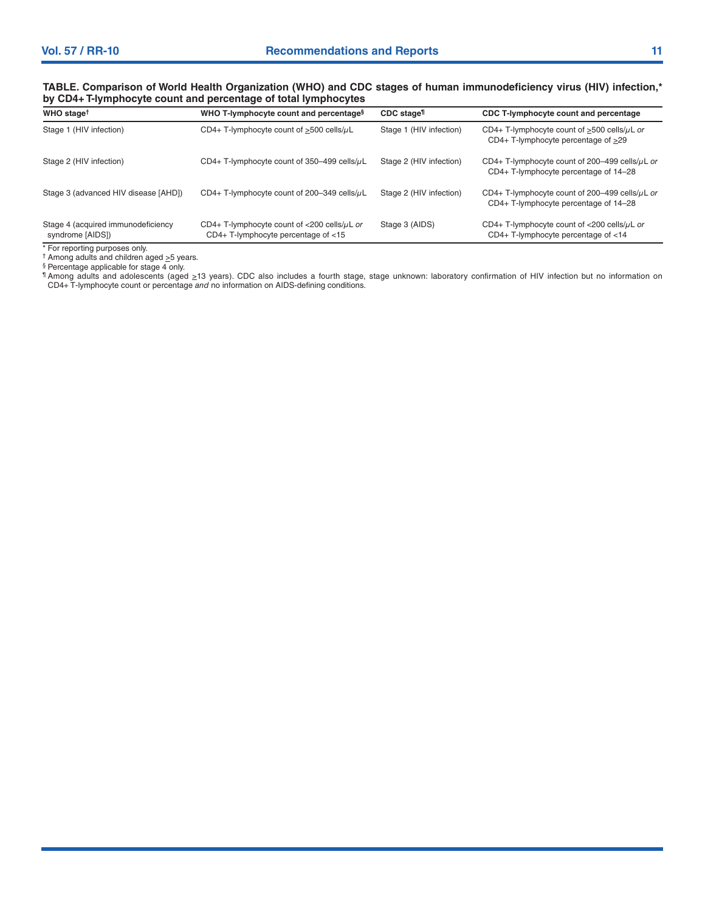**TABLE. Comparison of World Health Organization (WHO) and CDC stages of human immunodeficiency virus (HIV) infection,* by CD4+ T-lymphocyte count and percentage of total lymphocytes**

| WHO stage† | WHO T-lymphocyte count and percentage§ | CDC stage¶ | CDC T-lymphocyte count and percentage |
|---|---|---|---|
| Stage 1 (HIV infection) | CD4+ T-lymphocyte count of ≥500 cells/µL | Stage 1 (HIV infection) | CD4+ T-lymphocyte count of ≥500 cells/µL *or* CD4+ T-lymphocyte percentage of ≥29 |
| Stage 2 (HIV infection) | CD4+ T-lymphocyte count of 350–499 cells/µL | Stage 2 (HIV infection) | CD4+ T-lymphocyte count of 200–499 cells/µL *or* CD4+ T-lymphocyte percentage of 14–28 |
| Stage 3 (advanced HIV disease [AHD]) | CD4+ T-lymphocyte count of 200–349 cells/µL | Stage 2 (HIV infection) | CD4+ T-lymphocyte count of 200–499 cells/µL *or* CD4+ T-lymphocyte percentage of 14–28 |
| Stage 4 (acquired immunodeficiency syndrome [AIDS]) | CD4+ T-lymphocyte count of <200 cells/µL *or* CD4+ T-lymphocyte percentage of <15 | Stage 3 (AIDS) | CD4+ T-lymphocyte count of <200 cells/µL *or* CD4+ T-lymphocyte percentage of <14 |

* For reporting purposes only.

† Among adults and children aged ≥5 years.

§ Percentage applicable for stage 4 only.

¶ Among adults and adolescents (aged ≥13 years). CDC also includes a fourth stage, stage unknown: laboratory confirmation of HIV infection but no information on CD4+ T-lymphocyte count or percentage *and* no information on AIDS-defining conditions.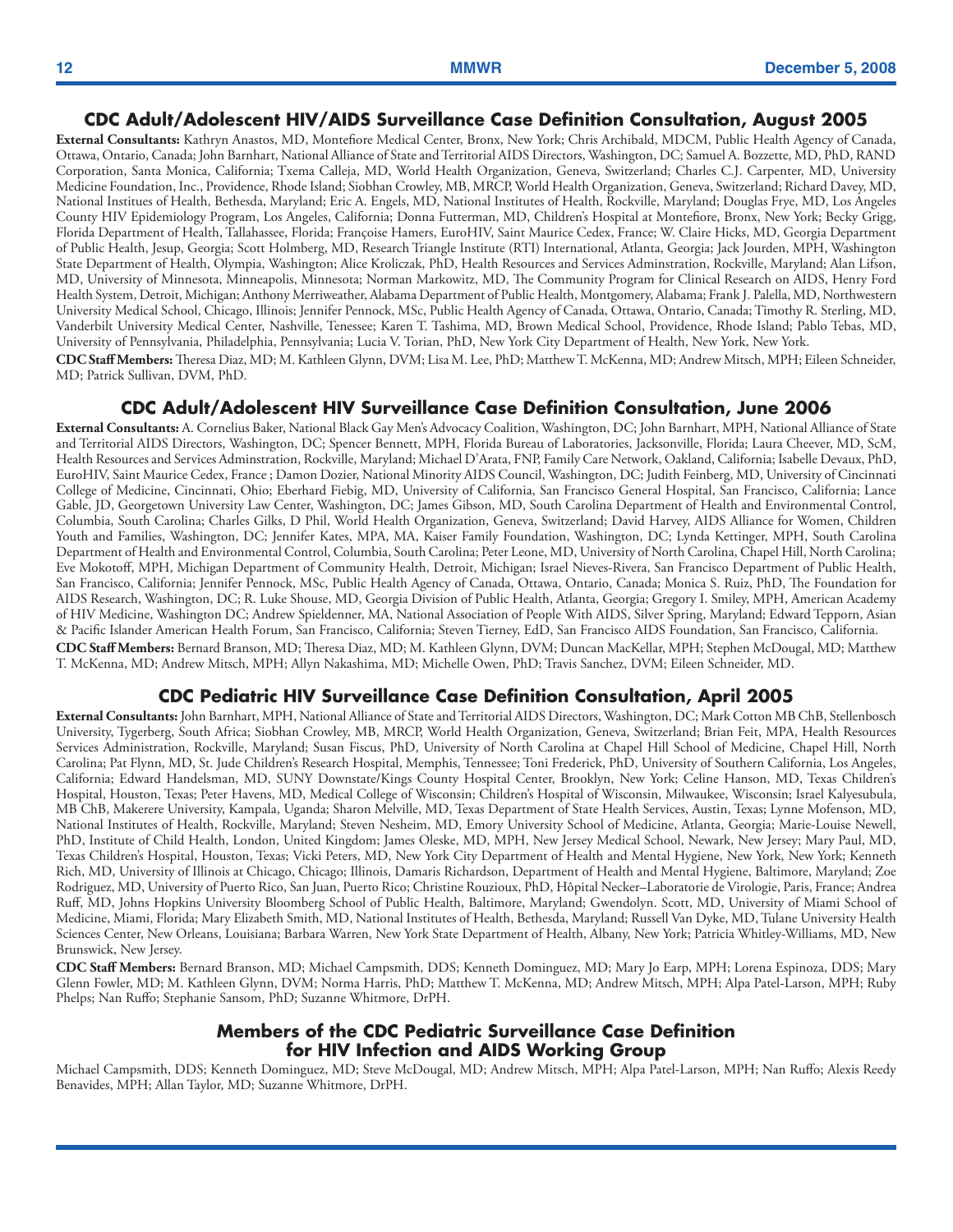## CDC Adult/Adolescent HIV/AIDS Surveillance Case Definition Consultation, August 2005

**External Consultants:** Kathryn Anastos, MD, Montefiore Medical Center, Bronx, New York; Chris Archibald, MDCM, Public Health Agency of Canada, Ottawa, Ontario, Canada; John Barnhart, National Alliance of State and Territorial AIDS Directors, Washington, DC; Samuel A. Bozzette, MD, PhD, RAND Corporation, Santa Monica, California; Txema Calleja, MD, World Health Organization, Geneva, Switzerland; Charles C.J. Carpenter, MD, University Medicine Foundation, Inc., Providence, Rhode Island; Siobhan Crowley, MB, MRCP, World Health Organization, Geneva, Switzerland; Richard Davey, MD, National Institues of Health, Bethesda, Maryland; Eric A. Engels, MD, National Institutes of Health, Rockville, Maryland; Douglas Frye, MD, Los Angeles County HIV Epidemiology Program, Los Angeles, California; Donna Futterman, MD, Children's Hospital at Montefiore, Bronx, New York; Becky Grigg, Florida Department of Health, Tallahassee, Florida; Françoise Hamers, EuroHIV, Saint Maurice Cedex, France; W. Claire Hicks, MD, Georgia Department of Public Health, Jesup, Georgia; Scott Holmberg, MD, Research Triangle Institute (RTI) International, Atlanta, Georgia; Jack Jourden, MPH, Washington State Department of Health, Olympia, Washington; Alice Kroliczak, PhD, Health Resources and Services Adminstration, Rockville, Maryland; Alan Lifson, MD, University of Minnesota, Minneapolis, Minnesota; Norman Markowitz, MD, The Community Program for Clinical Research on AIDS, Henry Ford Health System, Detroit, Michigan; Anthony Merriweather, Alabama Department of Public Health, Montgomery, Alabama; Frank J. Palella, MD, Northwestern University Medical School, Chicago, Illinois; Jennifer Pennock, MSc, Public Health Agency of Canada, Ottawa, Ontario, Canada; Timothy R. Sterling, MD, Vanderbilt University Medical Center, Nashville, Tenessee; Karen T. Tashima, MD, Brown Medical School, Providence, Rhode Island; Pablo Tebas, MD, University of Pennsylvania, Philadelphia, Pennsylvania; Lucia V. Torian, PhD, New York City Department of Health, New York, New York.

**CDC Staff Members:** Theresa Diaz, MD; M. Kathleen Glynn, DVM; Lisa M. Lee, PhD; Matthew T. McKenna, MD; Andrew Mitsch, MPH; Eileen Schneider, MD; Patrick Sullivan, DVM, PhD.

## CDC Adult/Adolescent HIV Surveillance Case Definition Consultation, June 2006

**External Consultants:** A. Cornelius Baker, National Black Gay Men's Advocacy Coalition, Washington, DC; John Barnhart, MPH, National Alliance of State and Territorial AIDS Directors, Washington, DC; Spencer Bennett, MPH, Florida Bureau of Laboratories, Jacksonville, Florida; Laura Cheever, MD, ScM, Health Resources and Services Adminstration, Rockville, Maryland; Michael D'Arata, FNP, Family Care Network, Oakland, California; Isabelle Devaux, PhD, EuroHIV, Saint Maurice Cedex, France ; Damon Dozier, National Minority AIDS Council, Washington, DC; Judith Feinberg, MD, University of Cincinnati College of Medicine, Cincinnati, Ohio; Eberhard Fiebig, MD, University of California, San Francisco General Hospital, San Francisco, California; Lance Gable, JD, Georgetown University Law Center, Washington, DC; James Gibson, MD, South Carolina Department of Health and Environmental Control, Columbia, South Carolina; Charles Gilks, D Phil, World Health Organization, Geneva, Switzerland; David Harvey, AIDS Alliance for Women, Children Youth and Families, Washington, DC; Jennifer Kates, MPA, MA, Kaiser Family Foundation, Washington, DC; Lynda Kettinger, MPH, South Carolina Department of Health and Environmental Control, Columbia, South Carolina; Peter Leone, MD, University of North Carolina, Chapel Hill, North Carolina; Eve Mokotoff, MPH, Michigan Department of Community Health, Detroit, Michigan; Israel Nieves-Rivera, San Francisco Department of Public Health, San Francisco, California; Jennifer Pennock, MSc, Public Health Agency of Canada, Ottawa, Ontario, Canada; Monica S. Ruiz, PhD, The Foundation for AIDS Research, Washington, DC; R. Luke Shouse, MD, Georgia Division of Public Health, Atlanta, Georgia; Gregory I. Smiley, MPH, American Academy of HIV Medicine, Washington DC; Andrew Spieldenner, MA, National Association of People With AIDS, Silver Spring, Maryland; Edward Tepporn, Asian & Pacific Islander American Health Forum, San Francisco, California; Steven Tierney, EdD, San Francisco AIDS Foundation, San Francisco, California.

**CDC Staff Members:** Bernard Branson, MD; Theresa Diaz, MD; M. Kathleen Glynn, DVM; Duncan MacKellar, MPH; Stephen McDougal, MD; Matthew T. McKenna, MD; Andrew Mitsch, MPH; Allyn Nakashima, MD; Michelle Owen, PhD; Travis Sanchez, DVM; Eileen Schneider, MD.

## CDC Pediatric HIV Surveillance Case Definition Consultation, April 2005

**External Consultants:** John Barnhart, MPH, National Alliance of State and Territorial AIDS Directors, Washington, DC; Mark Cotton MB ChB, Stellenbosch University, Tygerberg, South Africa; Siobhan Crowley, MB, MRCP, World Health Organization, Geneva, Switzerland; Brian Feit, MPA, Health Resources Services Administration, Rockville, Maryland; Susan Fiscus, PhD, University of North Carolina at Chapel Hill School of Medicine, Chapel Hill, North Carolina; Pat Flynn, MD, St. Jude Children's Research Hospital, Memphis, Tennessee; Toni Frederick, PhD, University of Southern California, Los Angeles, California; Edward Handelsman, MD, SUNY Downstate/Kings County Hospital Center, Brooklyn, New York; Celine Hanson, MD, Texas Children's Hospital, Houston, Texas; Peter Havens, MD, Medical College of Wisconsin; Children's Hospital of Wisconsin, Milwaukee, Wisconsin; Israel Kalyesubula, MB ChB, Makerere University, Kampala, Uganda; Sharon Melville, MD, Texas Department of State Health Services, Austin, Texas; Lynne Mofenson, MD, National Institutes of Health, Rockville, Maryland; Steven Nesheim, MD, Emory University School of Medicine, Atlanta, Georgia; Marie-Louise Newell, PhD, Institute of Child Health, London, United Kingdom; James Oleske, MD, MPH, New Jersey Medical School, Newark, New Jersey; Mary Paul, MD, Texas Children's Hospital, Houston, Texas; Vicki Peters, MD, New York City Department of Health and Mental Hygiene, New York, New York; Kenneth Rich, MD, University of Illinois at Chicago, Chicago; Illinois, Damaris Richardson, Department of Health and Mental Hygiene, Baltimore, Maryland; Zoe Rodriguez, MD, University of Puerto Rico, San Juan, Puerto Rico; Christine Rouzioux, PhD, Hôpital Necker–Laboratorie de Virologie, Paris, France; Andrea Ruff, MD, Johns Hopkins University Bloomberg School of Public Health, Baltimore, Maryland; Gwendolyn. Scott, MD, University of Miami School of Medicine, Miami, Florida; Mary Elizabeth Smith, MD, National Institutes of Health, Bethesda, Maryland; Russell Van Dyke, MD, Tulane University Health Sciences Center, New Orleans, Louisiana; Barbara Warren, New York State Department of Health, Albany, New York; Patricia Whitley-Williams, MD, New Brunswick, New Jersey.

**CDC Staff Members:** Bernard Branson, MD; Michael Campsmith, DDS; Kenneth Dominguez, MD; Mary Jo Earp, MPH; Lorena Espinoza, DDS; Mary Glenn Fowler, MD; M. Kathleen Glynn, DVM; Norma Harris, PhD; Matthew T. McKenna, MD; Andrew Mitsch, MPH; Alpa Patel-Larson, MPH; Ruby Phelps; Nan Ruffo; Stephanie Sansom, PhD; Suzanne Whitmore, DrPH.

## Members of the CDC Pediatric Surveillance Case Definition for HIV Infection and AIDS Working Group

Michael Campsmith, DDS; Kenneth Dominguez, MD; Steve McDougal, MD; Andrew Mitsch, MPH; Alpa Patel-Larson, MPH; Nan Ruffo; Alexis Reedy Benavides, MPH; Allan Taylor, MD; Suzanne Whitmore, DrPH.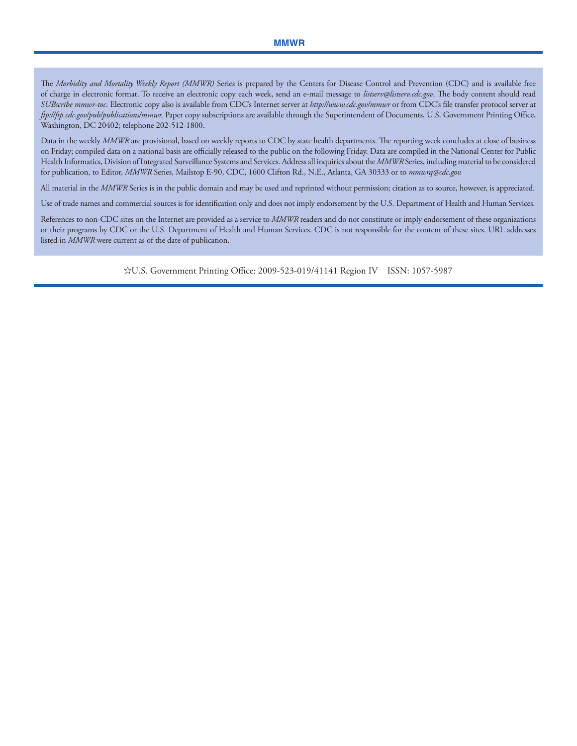The *Morbidity and Mortality Weekly Report (MMWR)* Series is prepared by the Centers for Disease Control and Prevention (CDC) and is available free of charge in electronic format. To receive an electronic copy each week, send an e-mail message to *listserv@listserv.cdc.gov*. The body content should read *SUBscribe mmwr-toc*. Electronic copy also is available from CDC's Internet server at *http://www.cdc.gov/mmwr* or from CDC's file transfer protocol server at *ftp://ftp.cdc.gov/pub/publications/mmwr.* Paper copy subscriptions are available through the Superintendent of Documents, U.S. Government Printing Office, Washington, DC 20402; telephone 202-512-1800.

Data in the weekly *MMWR* are provisional, based on weekly reports to CDC by state health departments. The reporting week concludes at close of business on Friday; compiled data on a national basis are officially released to the public on the following Friday. Data are compiled in the National Center for Public Health Informatics, Division of Integrated Surveillance Systems and Services. Address all inquiries about the *MMWR* Series, including material to be considered for publication, to Editor, *MMWR* Series, Mailstop E-90, CDC, 1600 Clifton Rd., N.E., Atlanta, GA 30333 or to *mmwrq@cdc.gov.*

All material in the *MMWR* Series is in the public domain and may be used and reprinted without permission; citation as to source, however, is appreciated.

Use of trade names and commercial sources is for identification only and does not imply endorsement by the U.S. Department of Health and Human Services.

References to non-CDC sites on the Internet are provided as a service to *MMWR* readers and do not constitute or imply endorsement of these organizations or their programs by CDC or the U.S. Department of Health and Human Services. CDC is not responsible for the content of these sites. URL addresses listed in *MMWR* were current as of the date of publication.

☆U.S. Government Printing Office: 2009-523-019/41141 Region IV ISSN: 1057-5987